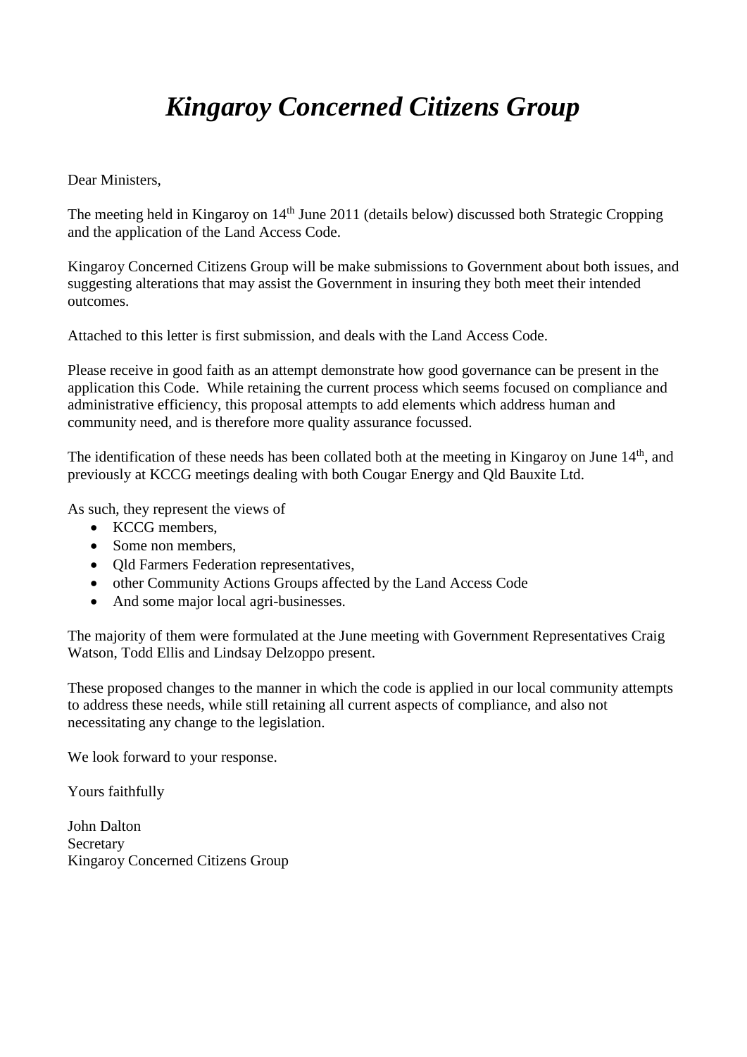# *Kingaroy Concerned Citizens Group*

Dear Ministers,

The meeting held in Kingaroy on 14th June 2011 (details below) discussed both Strategic Cropping and the application of the Land Access Code.

Kingaroy Concerned Citizens Group will be make submissions to Government about both issues, and suggesting alterations that may assist the Government in insuring they both meet their intended outcomes.

Attached to this letter is first submission, and deals with the Land Access Code.

Please receive in good faith as an attempt demonstrate how good governance can be present in the application this Code. While retaining the current process which seems focused on compliance and administrative efficiency, this proposal attempts to add elements which address human and community need, and is therefore more quality assurance focussed.

The identification of these needs has been collated both at the meeting in Kingaroy on June 14th, and previously at KCCG meetings dealing with both Cougar Energy and Qld Bauxite Ltd.

As such, they represent the views of

- KCCG members,
- Some non members,
- Qld Farmers Federation representatives,
- other Community Actions Groups affected by the Land Access Code
- And some major local agri-businesses.

The majority of them were formulated at the June meeting with Government Representatives Craig Watson, Todd Ellis and Lindsay Delzoppo present.

These proposed changes to the manner in which the code is applied in our local community attempts to address these needs, while still retaining all current aspects of compliance, and also not necessitating any change to the legislation.

We look forward to your response.

Yours faithfully

John Dalton
Secretary
Kingaroy Concerned Citizens Group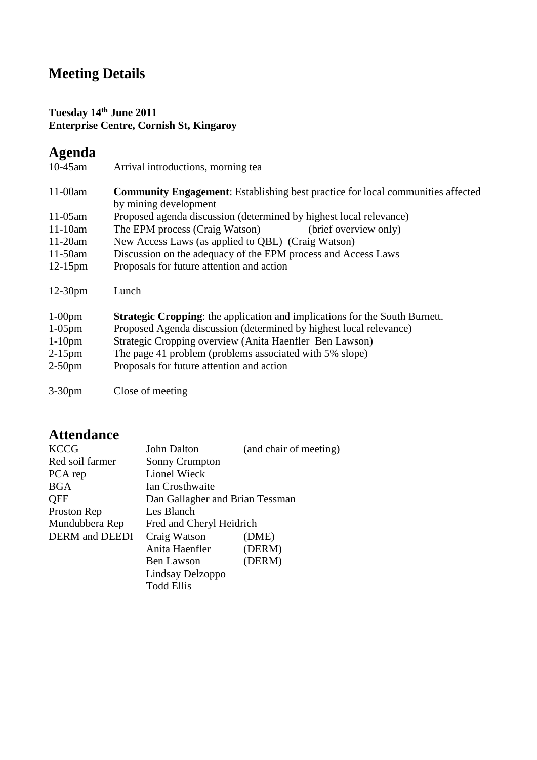## Meeting Details

**Tuesday 14th June 2011**
**Enterprise Centre, Cornish St, Kingaroy**

## Agenda

| | |
|---|---|
| 10-45am | Arrival introductions, morning tea |
| 11-00am | **Community Engagement**: Establishing best practice for local communities affected by mining development |
| 11-05am | Proposed agenda discussion (determined by highest local relevance) |
| 11-10am | The EPM process (Craig Watson) (brief overview only) |
| 11-20am | New Access Laws (as applied to QBL) (Craig Watson) |
| 11-50am | Discussion on the adequacy of the EPM process and Access Laws |
| 12-15pm | Proposals for future attention and action |
| 12-30pm | Lunch |
| 1-00pm | **Strategic Cropping**: the application and implications for the South Burnett. |
| 1-05pm | Proposed Agenda discussion (determined by highest local relevance) |
| 1-10pm | Strategic Cropping overview (Anita Haenfler Ben Lawson) |
| 2-15pm | The page 41 problem (problems associated with 5% slope) |
| 2-50pm | Proposals for future attention and action |
| 3-30pm | Close of meeting |

## Attendance

| | | |
|---|---|---|
| KCCG | John Dalton | (and chair of meeting) |
| Red soil farmer | Sonny Crumpton | |
| PCA rep | Lionel Wieck | |
| BGA | Ian Crosthwaite | |
| QFF | Dan Gallagher and Brian Tessman | |
| Proston Rep | Les Blanch | |
| Mundubbera Rep | Fred and Cheryl Heidrich | |
| DERM and DEEDI | Craig Watson | (DME) |
| | Anita Haenfler | (DERM) |
| | Ben Lawson | (DERM) |
| | Lindsay Delzoppo | |
| | Todd Ellis | |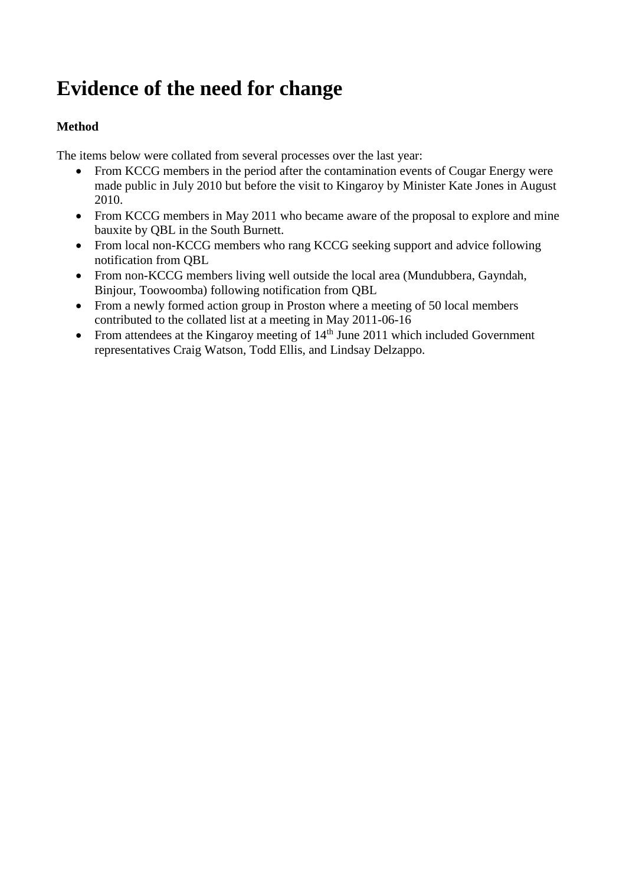# Evidence of the need for change

**Method**

The items below were collated from several processes over the last year:

- From KCCG members in the period after the contamination events of Cougar Energy were made public in July 2010 but before the visit to Kingaroy by Minister Kate Jones in August 2010.
- From KCCG members in May 2011 who became aware of the proposal to explore and mine bauxite by QBL in the South Burnett.
- From local non-KCCG members who rang KCCG seeking support and advice following notification from QBL
- From non-KCCG members living well outside the local area (Mundubbera, Gayndah, Binjour, Toowoomba) following notification from QBL
- From a newly formed action group in Proston where a meeting of 50 local members contributed to the collated list at a meeting in May 2011-06-16
- From attendees at the Kingaroy meeting of 14th June 2011 which included Government representatives Craig Watson, Todd Ellis, and Lindsay Delzappo.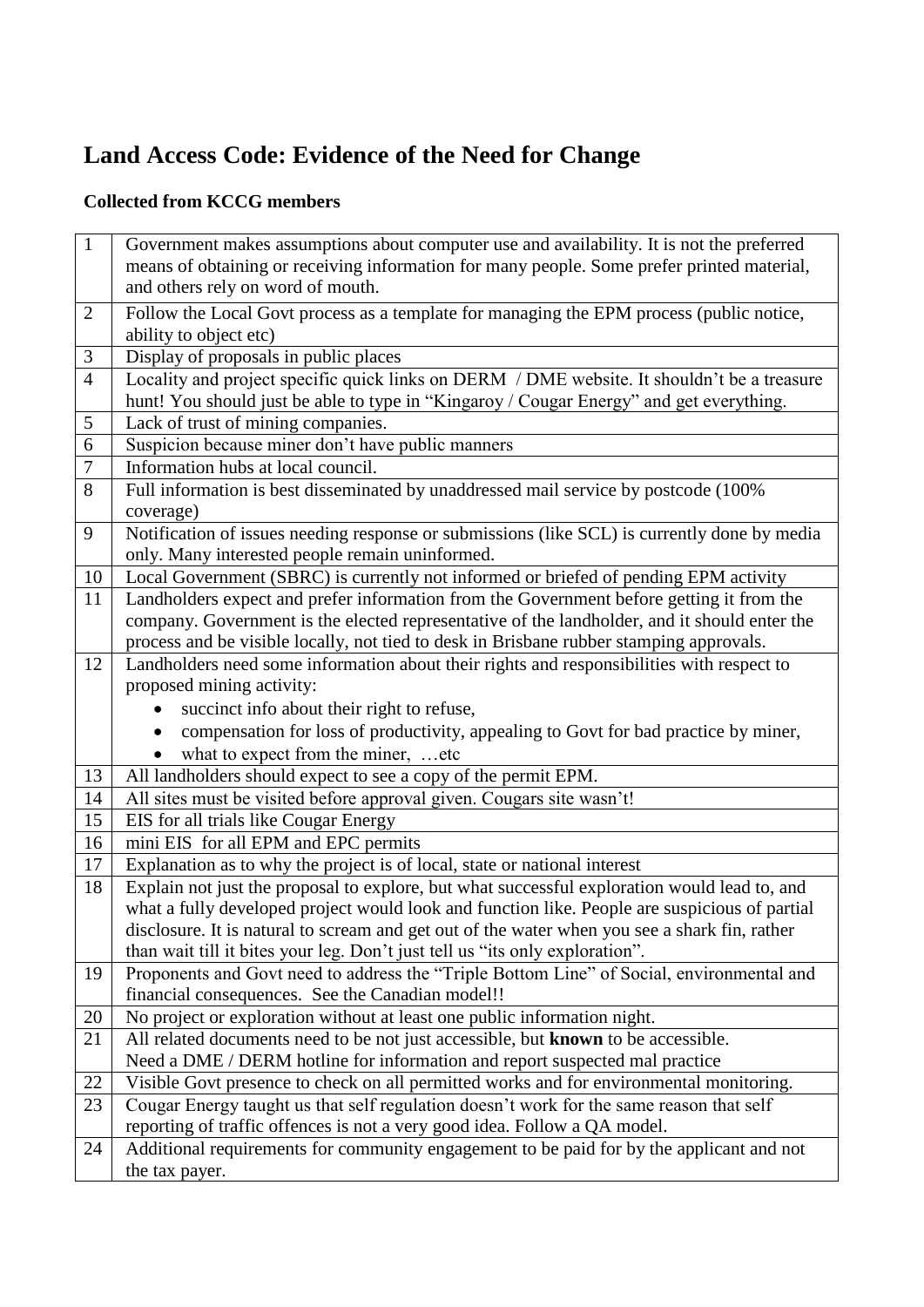# Land Access Code: Evidence of the Need for Change

**Collected from KCCG members**

| | |
|---|---|
| 1 | Government makes assumptions about computer use and availability. It is not the preferred means of obtaining or receiving information for many people. Some prefer printed material, and others rely on word of mouth. |
| 2 | Follow the Local Govt process as a template for managing the EPM process (public notice, ability to object etc) |
| 3 | Display of proposals in public places |
| 4 | Locality and project specific quick links on DERM / DME website. It shouldn't be a treasure hunt! You should just be able to type in "Kingaroy / Cougar Energy" and get everything. |
| 5 | Lack of trust of mining companies. |
| 6 | Suspicion because miner don't have public manners |
| 7 | Information hubs at local council. |
| 8 | Full information is best disseminated by unaddressed mail service by postcode (100% coverage) |
| 9 | Notification of issues needing response or submissions (like SCL) is currently done by media only. Many interested people remain uninformed. |
| 10 | Local Government (SBRC) is currently not informed or briefed of pending EPM activity |
| 11 | Landholders expect and prefer information from the Government before getting it from the company. Government is the elected representative of the landholder, and it should enter the process and be visible locally, not tied to desk in Brisbane rubber stamping approvals. |
| 12 | Landholders need some information about their rights and responsibilities with respect to proposed mining activity:<br>• succinct info about their right to refuse,<br>• compensation for loss of productivity, appealing to Govt for bad practice by miner,<br>• what to expect from the miner, …etc |
| 13 | All landholders should expect to see a copy of the permit EPM. |
| 14 | All sites must be visited before approval given. Cougars site wasn't! |
| 15 | EIS for all trials like Cougar Energy |
| 16 | mini EIS for all EPM and EPC permits |
| 17 | Explanation as to why the project is of local, state or national interest |
| 18 | Explain not just the proposal to explore, but what successful exploration would lead to, and what a fully developed project would look and function like. People are suspicious of partial disclosure. It is natural to scream and get out of the water when you see a shark fin, rather than wait till it bites your leg. Don't just tell us "its only exploration". |
| 19 | Proponents and Govt need to address the "Triple Bottom Line" of Social, environmental and financial consequences. See the Canadian model!! |
| 20 | No project or exploration without at least one public information night. |
| 21 | All related documents need to be not just accessible, but **known** to be accessible.<br>Need a DME / DERM hotline for information and report suspected mal practice |
| 22 | Visible Govt presence to check on all permitted works and for environmental monitoring. |
| 23 | Cougar Energy taught us that self regulation doesn't work for the same reason that self reporting of traffic offences is not a very good idea. Follow a QA model. |
| 24 | Additional requirements for community engagement to be paid for by the applicant and not the tax payer. |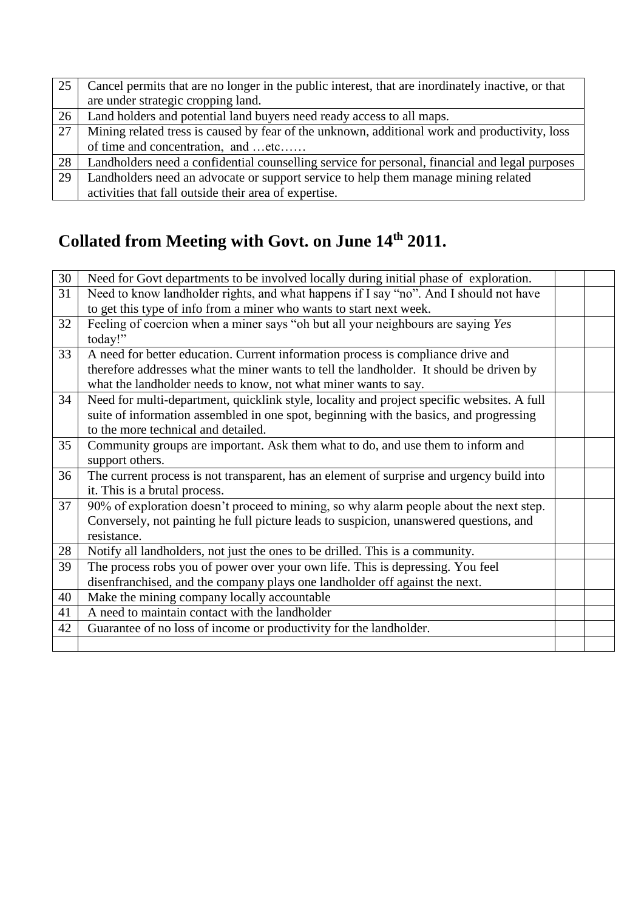| | |
|---|---|
| 25 | Cancel permits that are no longer in the public interest, that are inordinately inactive, or that are under strategic cropping land. |
| 26 | Land holders and potential land buyers need ready access to all maps. |
| 27 | Mining related tress is caused by fear of the unknown, additional work and productivity, loss of time and concentration, and …etc…… |
| 28 | Landholders need a confidential counselling service for personal, financial and legal purposes |
| 29 | Landholders need an advocate or support service to help them manage mining related activities that fall outside their area of expertise. |

## Collated from Meeting with Govt. on June 14th 2011.

| | | | |
|---|---|---|---|
| 30 | Need for Govt departments to be involved locally during initial phase of exploration. | | |
| 31 | Need to know landholder rights, and what happens if I say "no". And I should not have to get this type of info from a miner who wants to start next week. | | |
| 32 | Feeling of coercion when a miner says "oh but all your neighbours are saying *Yes* today!" | | |
| 33 | A need for better education. Current information process is compliance drive and therefore addresses what the miner wants to tell the landholder. It should be driven by what the landholder needs to know, not what miner wants to say. | | |
| 34 | Need for multi-department, quicklink style, locality and project specific websites. A full suite of information assembled in one spot, beginning with the basics, and progressing to the more technical and detailed. | | |
| 35 | Community groups are important. Ask them what to do, and use them to inform and support others. | | |
| 36 | The current process is not transparent, has an element of surprise and urgency build into it. This is a brutal process. | | |
| 37 | 90% of exploration doesn't proceed to mining, so why alarm people about the next step. Conversely, not painting he full picture leads to suspicion, unanswered questions, and resistance. | | |
| 28 | Notify all landholders, not just the ones to be drilled. This is a community. | | |
| 39 | The process robs you of power over your own life. This is depressing. You feel disenfranchised, and the company plays one landholder off against the next. | | |
| 40 | Make the mining company locally accountable | | |
| 41 | A need to maintain contact with the landholder | | |
| 42 | Guarantee of no loss of income or productivity for the landholder. | | |
| | | | |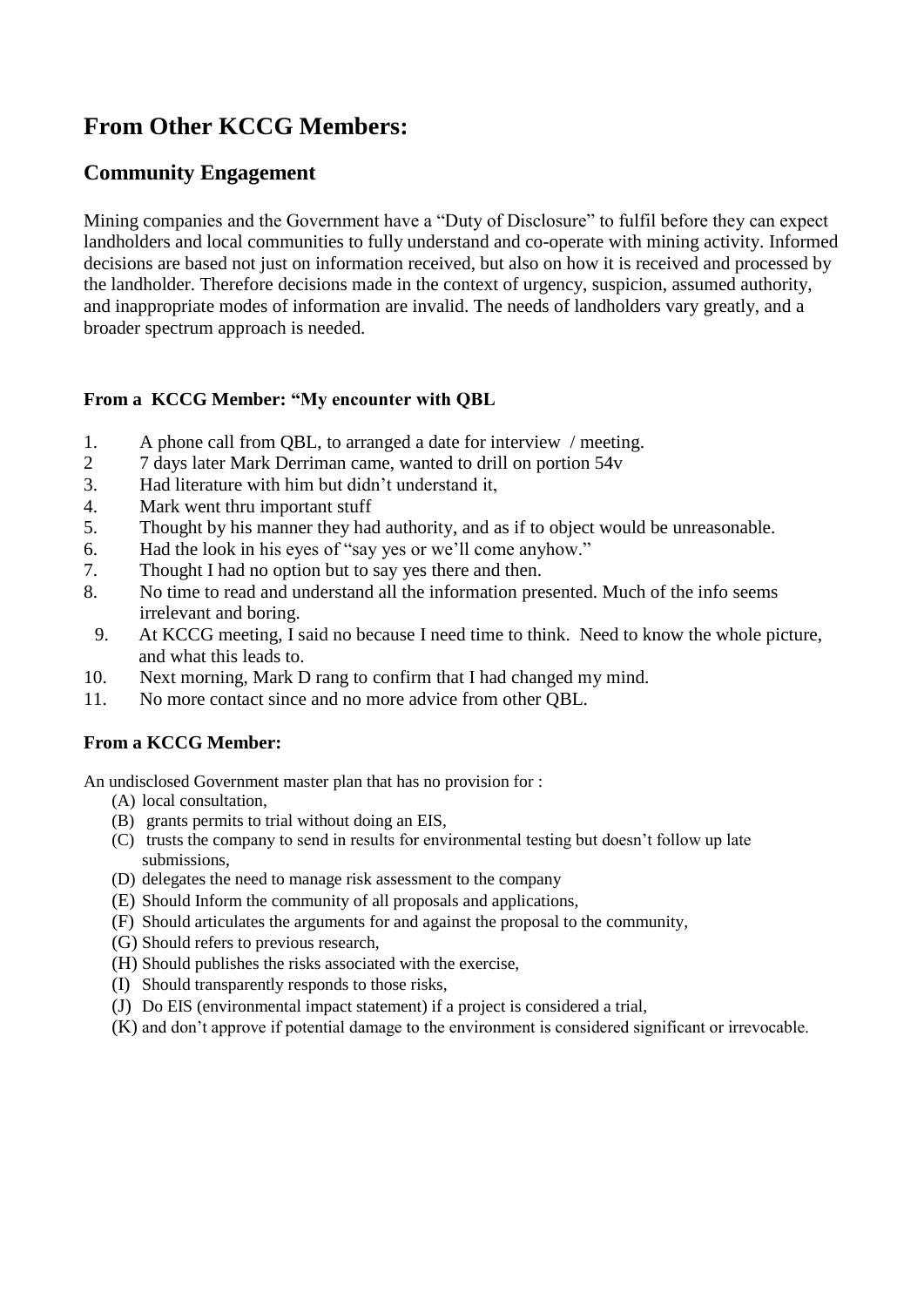# From Other KCCG Members:

## Community Engagement

Mining companies and the Government have a "Duty of Disclosure" to fulfil before they can expect landholders and local communities to fully understand and co-operate with mining activity. Informed decisions are based not just on information received, but also on how it is received and processed by the landholder. Therefore decisions made in the context of urgency, suspicion, assumed authority, and inappropriate modes of information are invalid. The needs of landholders vary greatly, and a broader spectrum approach is needed.

**From a KCCG Member: "My encounter with QBL**

1. A phone call from QBL, to arranged a date for interview / meeting.
2. 7 days later Mark Derriman came, wanted to drill on portion 54v
3. Had literature with him but didn't understand it,
4. Mark went thru important stuff
5. Thought by his manner they had authority, and as if to object would be unreasonable.
6. Had the look in his eyes of "say yes or we'll come anyhow."
7. Thought I had no option but to say yes there and then.
8. No time to read and understand all the information presented. Much of the info seems irrelevant and boring.
9. At KCCG meeting, I said no because I need time to think. Need to know the whole picture, and what this leads to.
10. Next morning, Mark D rang to confirm that I had changed my mind.
11. No more contact since and no more advice from other QBL.

**From a KCCG Member:**

An undisclosed Government master plan that has no provision for :

(A) local consultation,
(B) grants permits to trial without doing an EIS,
(C) trusts the company to send in results for environmental testing but doesn't follow up late submissions,
(D) delegates the need to manage risk assessment to the company
(E) Should Inform the community of all proposals and applications,
(F) Should articulates the arguments for and against the proposal to the community,
(G) Should refers to previous research,
(H) Should publishes the risks associated with the exercise,
(I) Should transparently responds to those risks,
(J) Do EIS (environmental impact statement) if a project is considered a trial,
(K) and don't approve if potential damage to the environment is considered significant or irrevocable.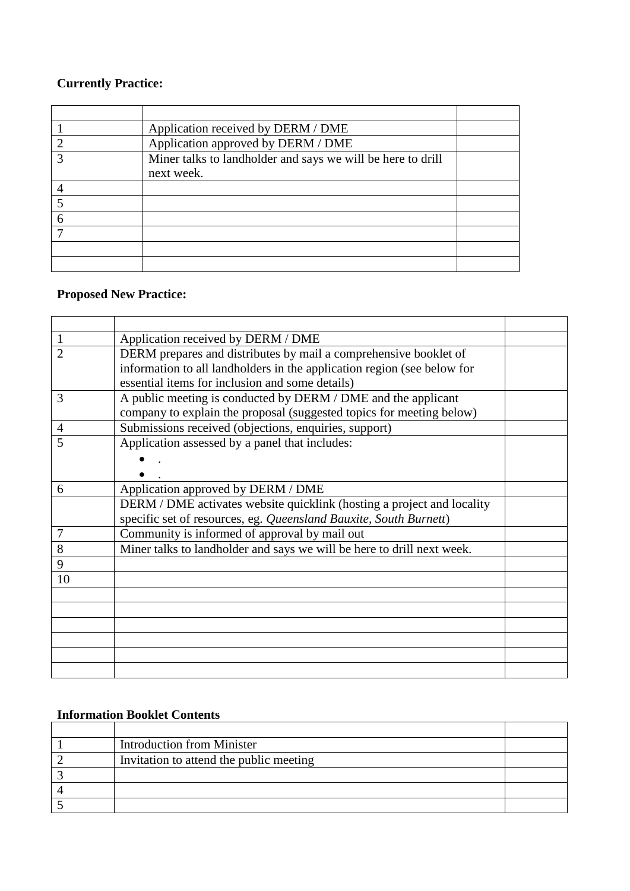**Currently Practice:**

| | | |
|---|---|---|
| 1 | Application received by DERM / DME | |
| 2 | Application approved by DERM / DME | |
| 3 | Miner talks to landholder and says we will be here to drill next week. | |
| 4 | | |
| 5 | | |
| 6 | | |
| 7 | | |
| | | |
| | | |

**Proposed New Practice:**

| | | |
|---|---|---|
| 1 | Application received by DERM / DME | |
| 2 | DERM prepares and distributes by mail a comprehensive booklet of information to all landholders in the application region (see below for essential items for inclusion and some details) | |
| 3 | A public meeting is conducted by DERM / DME and the applicant company to explain the proposal (suggested topics for meeting below) | |
| 4 | Submissions received (objections, enquiries, support) | |
| 5 | Application assessed by a panel that includes: <br>• . <br>• . | |
| 6 | Application approved by DERM / DME | |
| | DERM / DME activates website quicklink (hosting a project and locality specific set of resources, eg. *Queensland Bauxite, South Burnett*) | |
| 7 | Community is informed of approval by mail out | |
| 8 | Miner talks to landholder and says we will be here to drill next week. | |
| 9 | | |
| 10 | | |
| | | |
| | | |
| | | |
| | | |
| | | |
| | | |

**Information Booklet Contents**

| | | |
|---|---|---|
| 1 | Introduction from Minister | |
| 2 | Invitation to attend the public meeting | |
| 3 | | |
| 4 | | |
| 5 | | |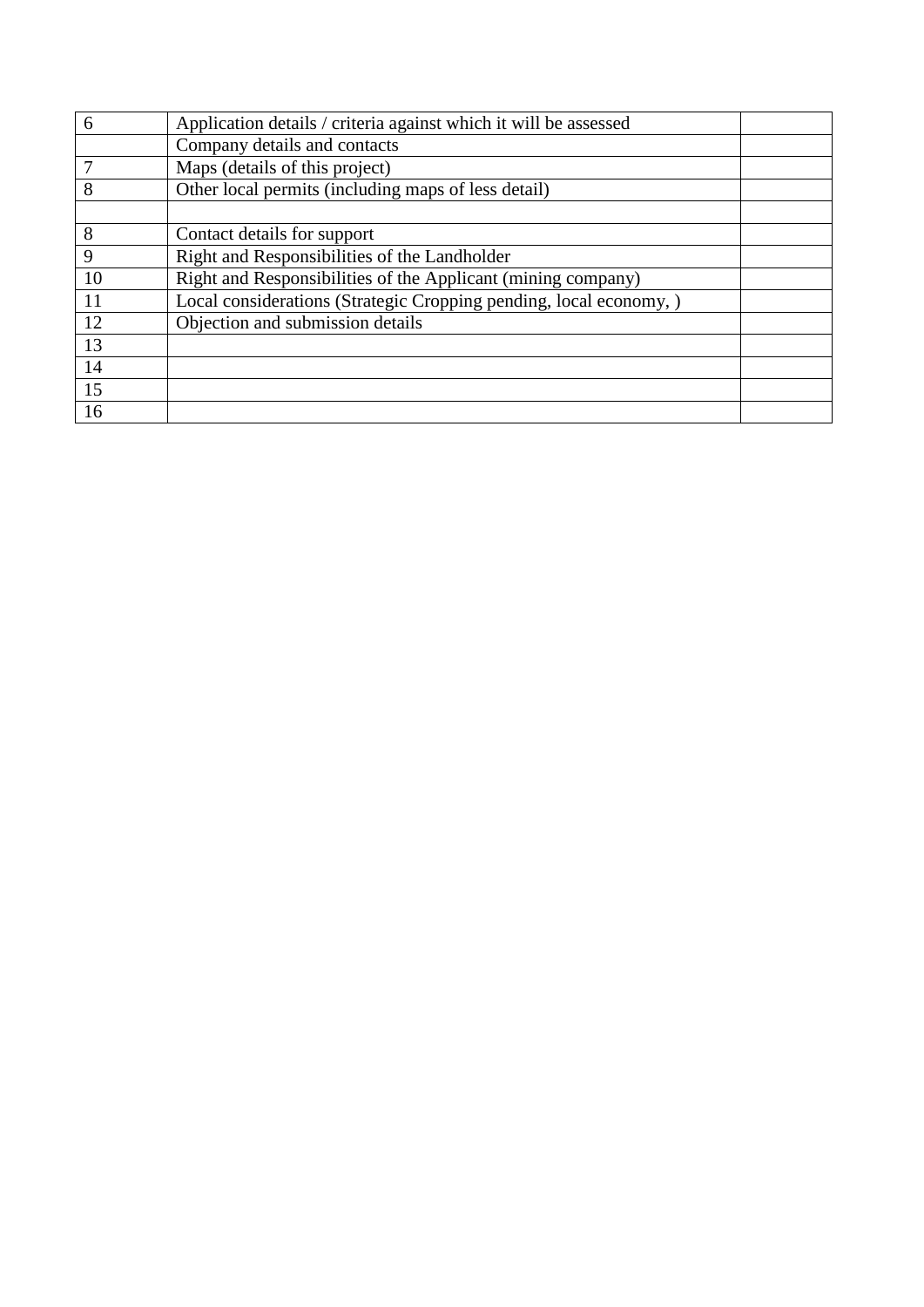| 6 | Application details / criteria against which it will be assessed | |
|---|---|---|
| | Company details and contacts | |
| 7 | Maps (details of this project) | |
| 8 | Other local permits (including maps of less detail) | |
| | | |
| 8 | Contact details for support | |
| 9 | Right and Responsibilities of the Landholder | |
| 10 | Right and Responsibilities of the Applicant (mining company) | |
| 11 | Local considerations (Strategic Cropping pending, local economy, ) | |
| 12 | Objection and submission details | |
| 13 | | |
| 14 | | |
| 15 | | |
| 16 | | |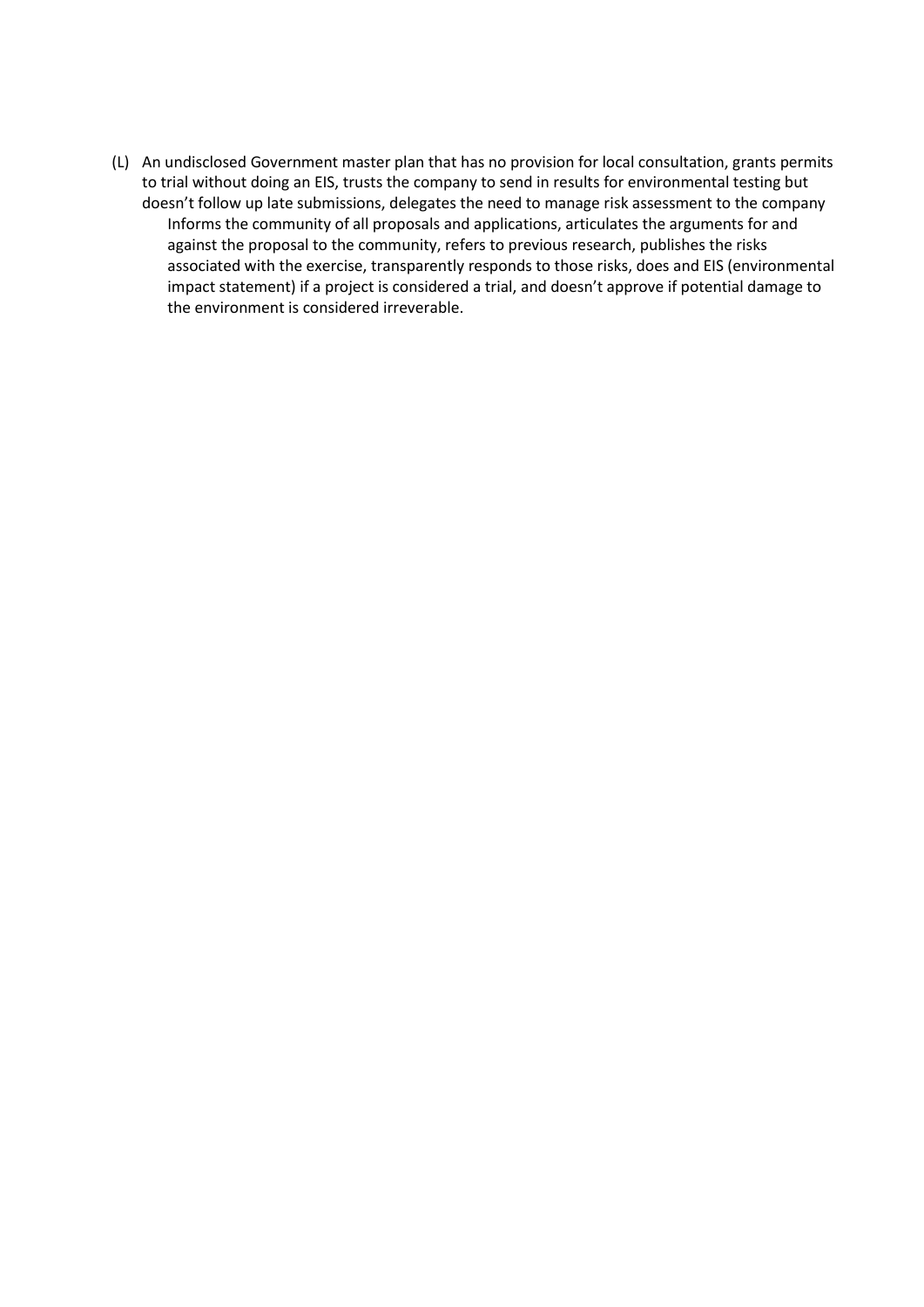(L) An undisclosed Government master plan that has no provision for local consultation, grants permits to trial without doing an EIS, trusts the company to send in results for environmental testing but doesn't follow up late submissions, delegates the need to manage risk assessment to the company

Informs the community of all proposals and applications, articulates the arguments for and against the proposal to the community, refers to previous research, publishes the risks associated with the exercise, transparently responds to those risks, does and EIS (environmental impact statement) if a project is considered a trial, and doesn't approve if potential damage to the environment is considered irreverable.